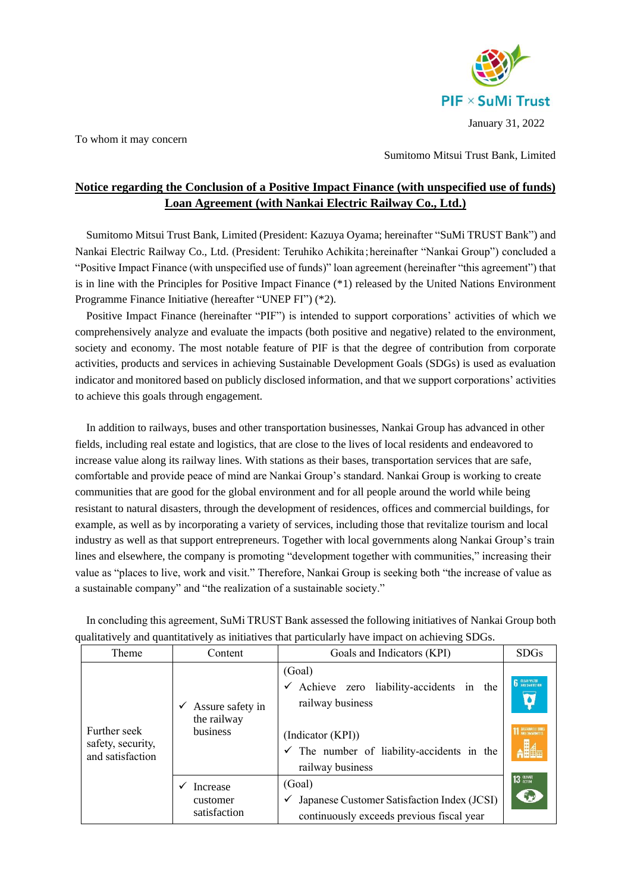PIF × SuMi Trust

January 31, 2022

To whom it may concern

Sumitomo Mitsui Trust Bank, Limited

# Notice regarding the Conclusion of a Positive Impact Finance (with unspecified use of funds) Loan Agreement (with Nankai Electric Railway Co., Ltd.)

Sumitomo Mitsui Trust Bank, Limited (President: Kazuya Oyama; hereinafter "SuMi TRUST Bank") and Nankai Electric Railway Co., Ltd. (President: Teruhiko Achikita；hereinafter "Nankai Group") concluded a "Positive Impact Finance (with unspecified use of funds)" loan agreement (hereinafter "this agreement") that is in line with the Principles for Positive Impact Finance (*1) released by the United Nations Environment Programme Finance Initiative (hereafter "UNEP FI") (*2).

Positive Impact Finance (hereinafter "PIF") is intended to support corporations' activities of which we comprehensively analyze and evaluate the impacts (both positive and negative) related to the environment, society and economy. The most notable feature of PIF is that the degree of contribution from corporate activities, products and services in achieving Sustainable Development Goals (SDGs) is used as evaluation indicator and monitored based on publicly disclosed information, and that we support corporations' activities to achieve this goals through engagement.

In addition to railways, buses and other transportation businesses, Nankai Group has advanced in other fields, including real estate and logistics, that are close to the lives of local residents and endeavored to increase value along its railway lines. With stations as their bases, transportation services that are safe, comfortable and provide peace of mind are Nankai Group's standard. Nankai Group is working to create communities that are good for the global environment and for all people around the world while being resistant to natural disasters, through the development of residences, offices and commercial buildings, for example, as well as by incorporating a variety of services, including those that revitalize tourism and local industry as well as that support entrepreneurs. Together with local governments along Nankai Group's train lines and elsewhere, the company is promoting "development together with communities," increasing their value as "places to live, work and visit." Therefore, Nankai Group is seeking both "the increase of value as a sustainable company" and "the realization of a sustainable society."

In concluding this agreement, SuMi TRUST Bank assessed the following initiatives of Nankai Group both qualitatively and quantitatively as initiatives that particularly have impact on achieving SDGs.

| Theme | Content | Goals and Indicators (KPI) | SDGs |
|---|---|---|---|
| Further seek safety, security, and satisfaction | ✓ Assure safety in the railway business | (Goal)<br>✓ Achieve zero liability-accidents in the railway business<br><br>(Indicator (KPI))<br>✓ The number of liability-accidents in the railway business | 6 CLEAN WATER AND SANITATION<br>11 SUSTAINABLE CITIES AND COMMUNITIES<br>13 CLIMATE ACTION |
| | ✓ Increase customer satisfaction | (Goal)<br>✓ Japanese Customer Satisfaction Index (JCSI) continuously exceeds previous fiscal year | |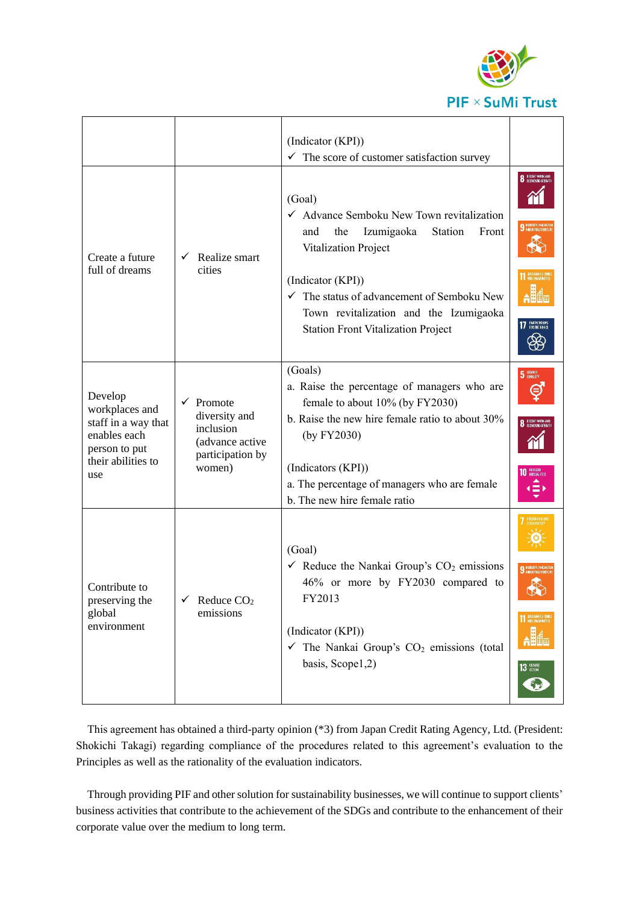| | | (Indicator (KPI))<br>✓ The score of customer satisfaction survey | |
|---|---|---|---|
| Create a future full of dreams | ✓ Realize smart cities | (Goal)<br>✓ Advance Semboku New Town revitalization and the Izumigaoka Station Front Vitalization Project<br><br>(Indicator (KPI))<br>✓ The status of advancement of Semboku New Town revitalization and the Izumigaoka Station Front Vitalization Project | 8 DECENT WORK AND ECONOMIC GROWTH<br>9 INDUSTRY, INNOVATION AND INFRASTRUCTURE<br>11 SUSTAINABLE CITIES AND COMMUNITIES<br>17 PARTNERSHIPS FOR THE GOALS |
| Develop workplaces and staff in a way that enables each person to put their abilities to use | ✓ Promote diversity and inclusion (advance active participation by women) | (Goals)<br>a. Raise the percentage of managers who are female to about 10% (by FY2030)<br>b. Raise the new hire female ratio to about 30% (by FY2030)<br><br>(Indicators (KPI))<br>a. The percentage of managers who are female<br>b. The new hire female ratio | 5 GENDER EQUALITY<br>8 DECENT WORK AND ECONOMIC GROWTH<br>10 REDUCED INEQUALITIES |
| Contribute to preserving the global environment | ✓ Reduce $CO_2$ emissions | (Goal)<br>✓ Reduce the Nankai Group's $CO_2$ emissions 46% or more by FY2030 compared to FY2013<br><br>(Indicator (KPI))<br>✓ The Nankai Group's $CO_2$ emissions (total basis, Scope1,2) | 7 AFFORDABLE AND CLEAN ENERGY<br>9 INDUSTRY, INNOVATION AND INFRASTRUCTURE<br>11 SUSTAINABLE CITIES AND COMMUNITIES<br>13 CLIMATE ACTION |

This agreement has obtained a third-party opinion (*3) from Japan Credit Rating Agency, Ltd. (President: Shokichi Takagi) regarding compliance of the procedures related to this agreement's evaluation to the Principles as well as the rationality of the evaluation indicators.

Through providing PIF and other solution for sustainability businesses, we will continue to support clients' business activities that contribute to the achievement of the SDGs and contribute to the enhancement of their corporate value over the medium to long term.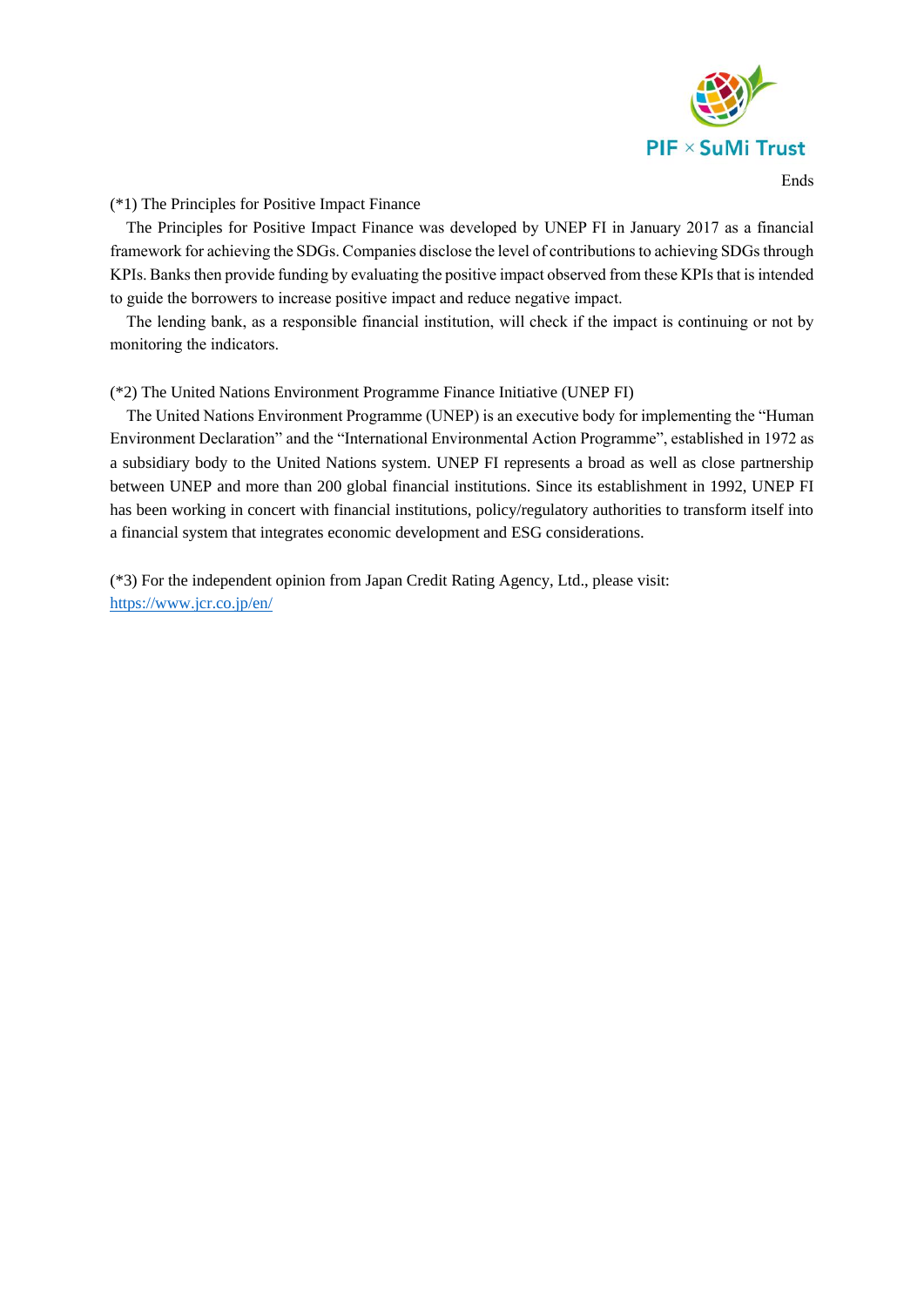PIF × SuMi Trust

Ends

(*1) The Principles for Positive Impact Finance

The Principles for Positive Impact Finance was developed by UNEP FI in January 2017 as a financial framework for achieving the SDGs. Companies disclose the level of contributions to achieving SDGs through KPIs. Banks then provide funding by evaluating the positive impact observed from these KPIs that is intended to guide the borrowers to increase positive impact and reduce negative impact.

The lending bank, as a responsible financial institution, will check if the impact is continuing or not by monitoring the indicators.

(*2) The United Nations Environment Programme Finance Initiative (UNEP FI)

The United Nations Environment Programme (UNEP) is an executive body for implementing the "Human Environment Declaration" and the "International Environmental Action Programme", established in 1972 as a subsidiary body to the United Nations system. UNEP FI represents a broad as well as close partnership between UNEP and more than 200 global financial institutions. Since its establishment in 1992, UNEP FI has been working in concert with financial institutions, policy/regulatory authorities to transform itself into a financial system that integrates economic development and ESG considerations.

(*3) For the independent opinion from Japan Credit Rating Agency, Ltd., please visit:
https://www.jcr.co.jp/en/